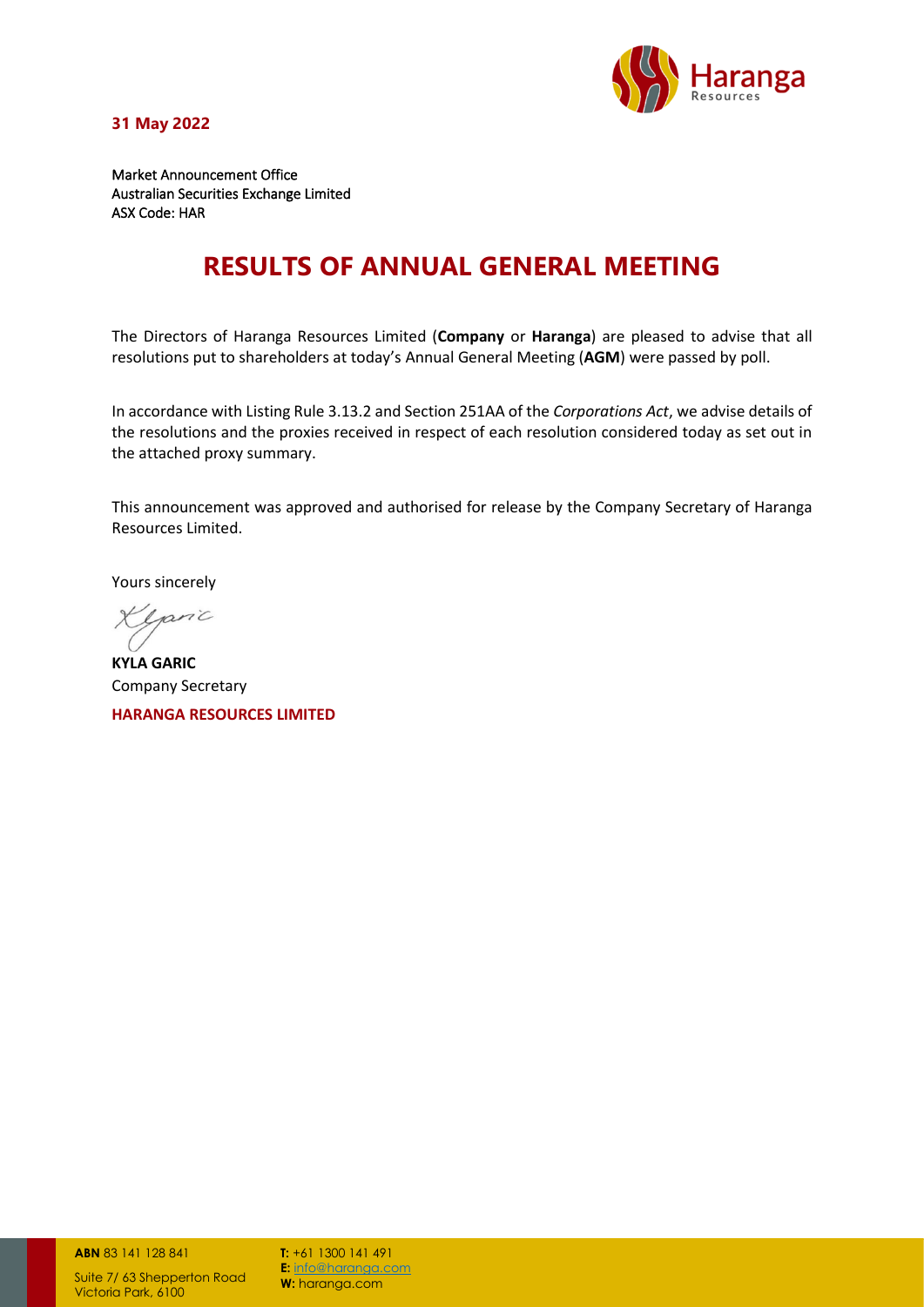**31 May 2022**

Market Announcement Office
Australian Securities Exchange Limited
ASX Code: HAR

# RESULTS OF ANNUAL GENERAL MEETING

The Directors of Haranga Resources Limited (**Company** or **Haranga**) are pleased to advise that all resolutions put to shareholders at today's Annual General Meeting (**AGM**) were passed by poll.

In accordance with Listing Rule 3.13.2 and Section 251AA of the *Corporations Act*, we advise details of the resolutions and the proxies received in respect of each resolution considered today as set out in the attached proxy summary.

This announcement was approved and authorised for release by the Company Secretary of Haranga Resources Limited.

Yours sincerely

**KYLA GARIC**
Company Secretary
**HARANGA RESOURCES LIMITED**

**ABN** 83 141 128 841
Suite 7/ 63 Shepperton Road
Victoria Park, 6100

**T:** +61 1300 141 491
**E:** info@haranga.com
**W:** haranga.com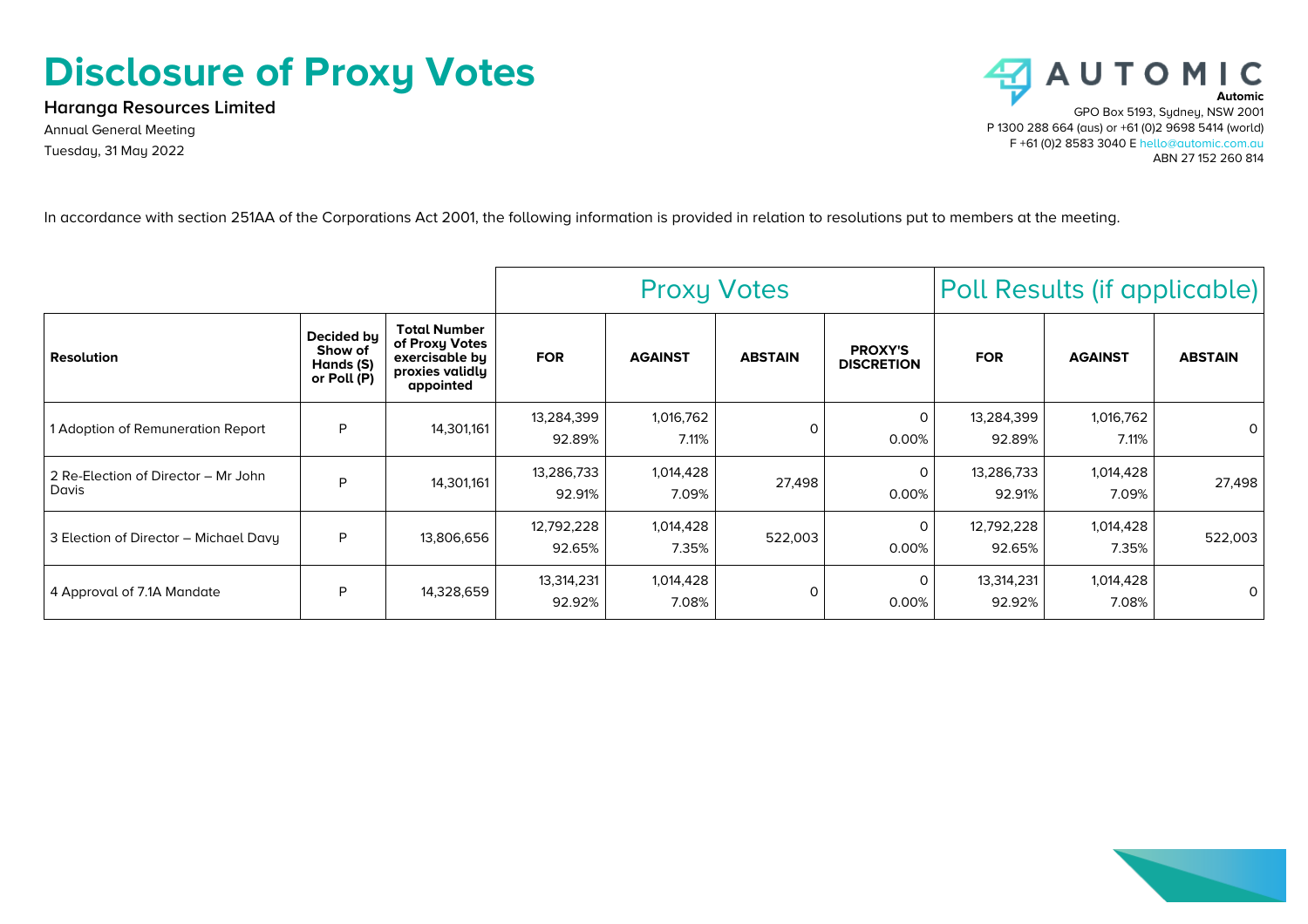# Disclosure of Proxy Votes

**Haranga Resources Limited**

Annual General Meeting

Tuesday, 31 May 2022

**AUTOMIC**

**Automic**

GPO Box 5193, Sydney, NSW 2001

P 1300 288 664 (aus) or +61 (0)2 9698 5414 (world)

F +61 (0)2 8583 3040 E hello@automic.com.au

ABN 27 152 260 814

In accordance with section 251AA of the Corporations Act 2001, the following information is provided in relation to resolutions put to members at the meeting.

| | | | Proxy Votes | | | | Poll Results (if applicable) | | |
|---|---|---|---|---|---|---|---|---|---|
| **Resolution** | **Decided by Show of Hands (S) or Poll (P)** | **Total Number of Proxy Votes exercisable by proxies validly appointed** | **FOR** | **AGAINST** | **ABSTAIN** | **PROXY'S DISCRETION** | **FOR** | **AGAINST** | **ABSTAIN** |
| 1 Adoption of Remuneration Report | P | 14,301,161 | 13,284,399 92.89% | 1,016,762 7.11% | 0 | 0 0.00% | 13,284,399 92.89% | 1,016,762 7.11% | 0 |
| 2 Re-Election of Director – Mr John Davis | P | 14,301,161 | 13,286,733 92.91% | 1,014,428 7.09% | 27,498 | 0 0.00% | 13,286,733 92.91% | 1,014,428 7.09% | 27,498 |
| 3 Election of Director – Michael Davy | P | 13,806,656 | 12,792,228 92.65% | 1,014,428 7.35% | 522,003 | 0 0.00% | 12,792,228 92.65% | 1,014,428 7.35% | 522,003 |
| 4 Approval of 7.1A Mandate | P | 14,328,659 | 13,314,231 92.92% | 1,014,428 7.08% | 0 | 0 0.00% | 13,314,231 92.92% | 1,014,428 7.08% | 0 |